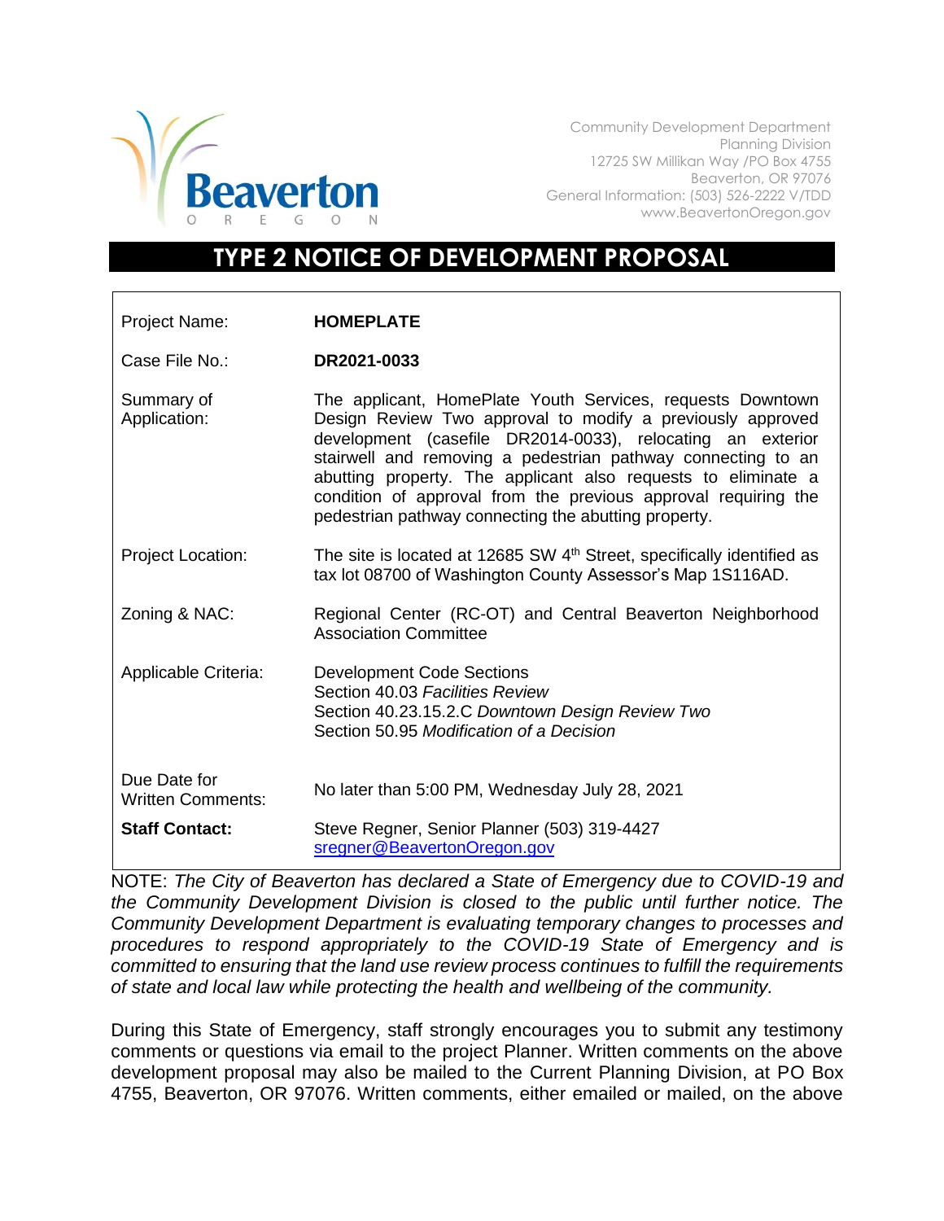Community Development Department
Planning Division
12725 SW Millikan Way /PO Box 4755
Beaverton, OR 97076
General Information: (503) 526-2222 V/TDD
www.BeavertonOregon.gov

# TYPE 2 NOTICE OF DEVELOPMENT PROPOSAL

| | |
|---|---|
| Project Name: | **HOMEPLATE** |
| Case File No.: | **DR2021-0033** |
| Summary of Application: | The applicant, HomePlate Youth Services, requests Downtown Design Review Two approval to modify a previously approved development (casefile DR2014-0033), relocating an exterior stairwell and removing a pedestrian pathway connecting to an abutting property. The applicant also requests to eliminate a condition of approval from the previous approval requiring the pedestrian pathway connecting the abutting property. |
| Project Location: | The site is located at 12685 SW 4th Street, specifically identified as tax lot 08700 of Washington County Assessor's Map 1S116AD. |
| Zoning & NAC: | Regional Center (RC-OT) and Central Beaverton Neighborhood Association Committee |
| Applicable Criteria: | Development Code Sections<br>Section 40.03 *Facilities Review*<br>Section 40.23.15.2.C *Downtown Design Review Two*<br>Section 50.95 *Modification of a Decision* |
| Due Date for Written Comments: | No later than 5:00 PM, Wednesday July 28, 2021 |
| **Staff Contact:** | Steve Regner, Senior Planner (503) 319-4427<br>sregner@BeavertonOregon.gov |

NOTE: *The City of Beaverton has declared a State of Emergency due to COVID-19 and the Community Development Division is closed to the public until further notice. The Community Development Department is evaluating temporary changes to processes and procedures to respond appropriately to the COVID-19 State of Emergency and is committed to ensuring that the land use review process continues to fulfill the requirements of state and local law while protecting the health and wellbeing of the community.*

During this State of Emergency, staff strongly encourages you to submit any testimony comments or questions via email to the project Planner. Written comments on the above development proposal may also be mailed to the Current Planning Division, at PO Box 4755, Beaverton, OR 97076. Written comments, either emailed or mailed, on the above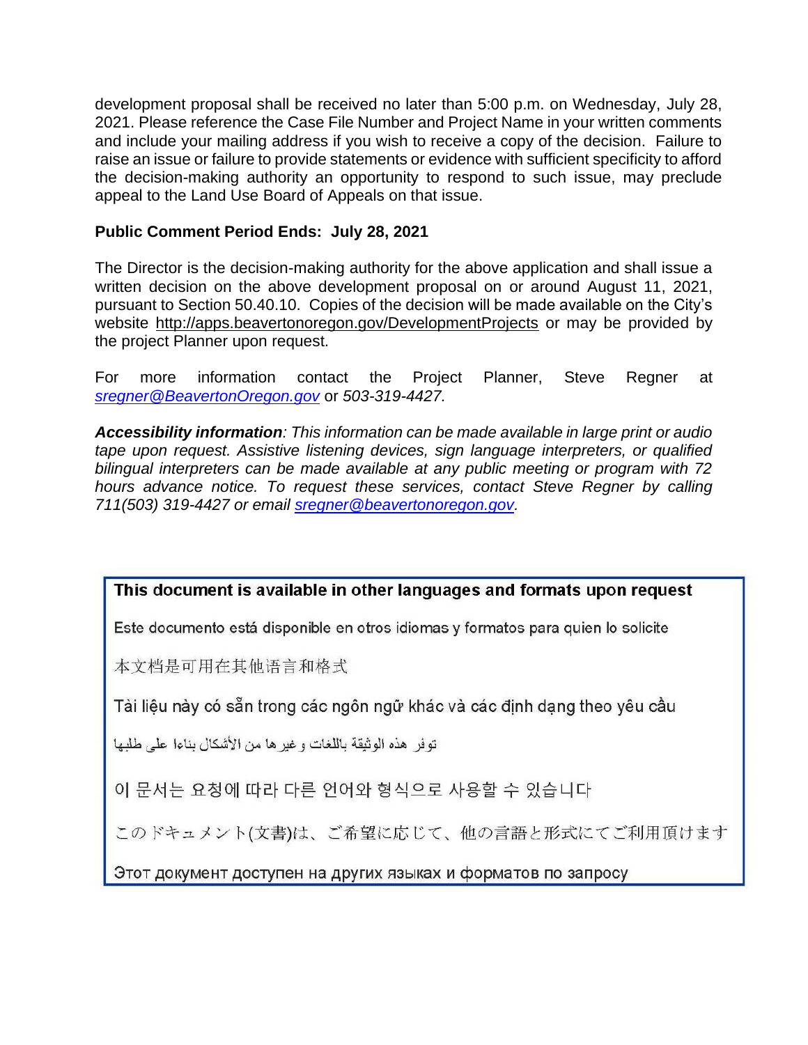development proposal shall be received no later than 5:00 p.m. on Wednesday, July 28, 2021. Please reference the Case File Number and Project Name in your written comments and include your mailing address if you wish to receive a copy of the decision. Failure to raise an issue or failure to provide statements or evidence with sufficient specificity to afford the decision-making authority an opportunity to respond to such issue, may preclude appeal to the Land Use Board of Appeals on that issue.

**Public Comment Period Ends: July 28, 2021**

The Director is the decision-making authority for the above application and shall issue a written decision on the above development proposal on or around August 11, 2021, pursuant to Section 50.40.10. Copies of the decision will be made available on the City's website http://apps.beavertonoregon.gov/DevelopmentProjects or may be provided by the project Planner upon request.

For more information contact the Project Planner, Steve Regner at *sregner@BeavertonOregon.gov* or *503-319-4427.*

***Accessibility information**: This information can be made available in large print or audio tape upon request. Assistive listening devices, sign language interpreters, or qualified bilingual interpreters can be made available at any public meeting or program with 72 hours advance notice. To request these services, contact Steve Regner by calling 711(503) 319-4427 or email sregner@beavertonoregon.gov.*

**This document is available in other languages and formats upon request**

Este documento está disponible en otros idiomas y formatos para quien lo solicite

本文档是可用在其他语言和格式

Tài liệu này có sẵn trong các ngôn ngữ khác và các định dạng theo yêu cầu

توفر هذه الوثيقة باللغات و غيرها من الأشكال بناءا على طلبها

이 문서는 요청에 따라 다른 언어와 형식으로 사용할 수 있습니다

このドキュメント(文書)は、ご希望に応じて、他の言語と形式にてご利用頂けます

Этот документ доступен на других языках и форматов по запросу